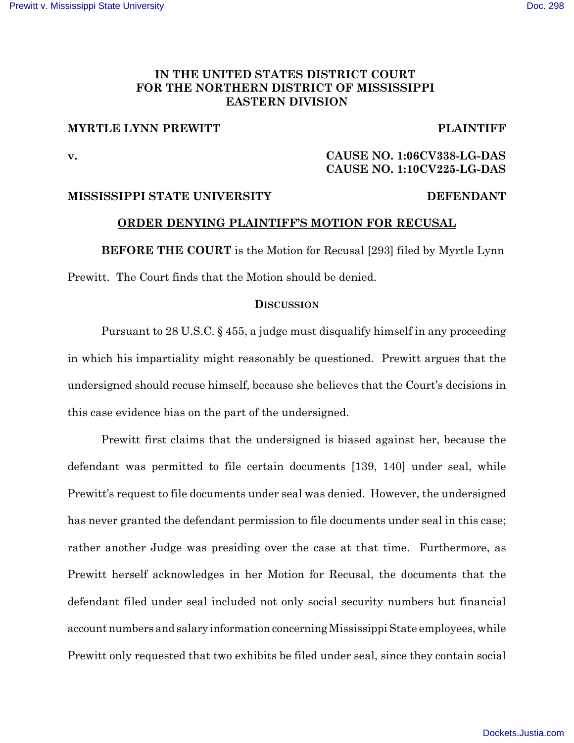# IN THE UNITED STATES DISTRICT COURT FOR THE NORTHERN DISTRICT OF MISSISSIPPI EASTERN DIVISION

**MYRTLE LYNN PREWITT** **PLAINTIFF**

**v.** **CAUSE NO. 1:06CV338-LG-DAS**
**CAUSE NO. 1:10CV225-LG-DAS**

**MISSISSIPPI STATE UNIVERSITY** **DEFENDANT**

## ORDER DENYING PLAINTIFF'S MOTION FOR RECUSAL

**BEFORE THE COURT** is the Motion for Recusal [293] filed by Myrtle Lynn Prewitt. The Court finds that the Motion should be denied.

### DISCUSSION

Pursuant to 28 U.S.C. § 455, a judge must disqualify himself in any proceeding in which his impartiality might reasonably be questioned. Prewitt argues that the undersigned should recuse himself, because she believes that the Court's decisions in this case evidence bias on the part of the undersigned.

Prewitt first claims that the undersigned is biased against her, because the defendant was permitted to file certain documents [139, 140] under seal, while Prewitt's request to file documents under seal was denied. However, the undersigned has never granted the defendant permission to file documents under seal in this case; rather another Judge was presiding over the case at that time. Furthermore, as Prewitt herself acknowledges in her Motion for Recusal, the documents that the defendant filed under seal included not only social security numbers but financial account numbers and salary information concerning Mississippi State employees, while Prewitt only requested that two exhibits be filed under seal, since they contain social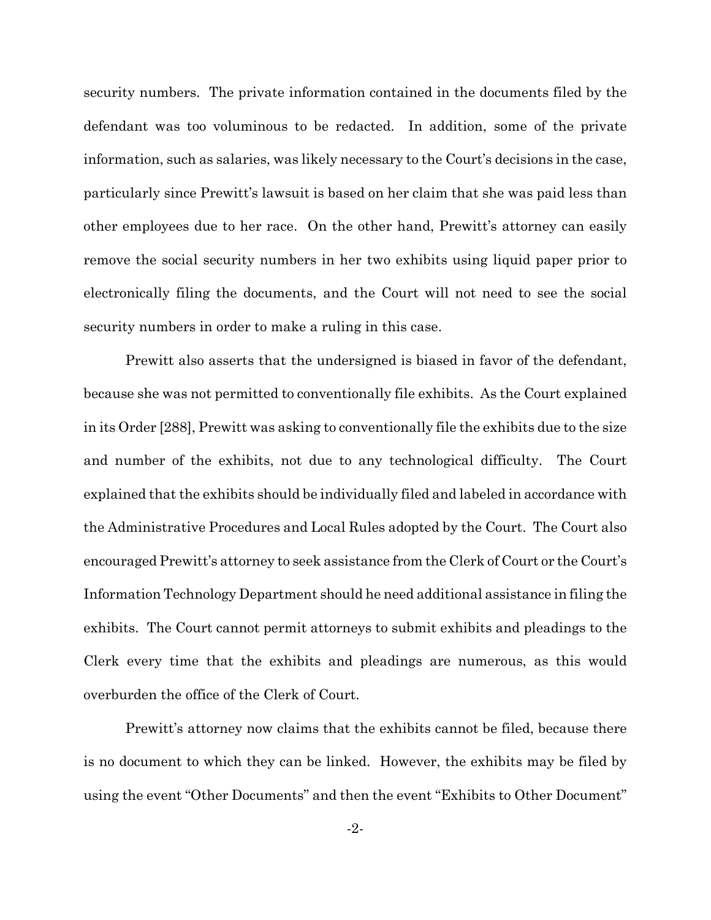security numbers. The private information contained in the documents filed by the defendant was too voluminous to be redacted. In addition, some of the private information, such as salaries, was likely necessary to the Court's decisions in the case, particularly since Prewitt's lawsuit is based on her claim that she was paid less than other employees due to her race. On the other hand, Prewitt's attorney can easily remove the social security numbers in her two exhibits using liquid paper prior to electronically filing the documents, and the Court will not need to see the social security numbers in order to make a ruling in this case.

Prewitt also asserts that the undersigned is biased in favor of the defendant, because she was not permitted to conventionally file exhibits. As the Court explained in its Order [288], Prewitt was asking to conventionally file the exhibits due to the size and number of the exhibits, not due to any technological difficulty. The Court explained that the exhibits should be individually filed and labeled in accordance with the Administrative Procedures and Local Rules adopted by the Court. The Court also encouraged Prewitt's attorney to seek assistance from the Clerk of Court or the Court's Information Technology Department should he need additional assistance in filing the exhibits. The Court cannot permit attorneys to submit exhibits and pleadings to the Clerk every time that the exhibits and pleadings are numerous, as this would overburden the office of the Clerk of Court.

Prewitt's attorney now claims that the exhibits cannot be filed, because there is no document to which they can be linked. However, the exhibits may be filed by using the event "Other Documents" and then the event "Exhibits to Other Document"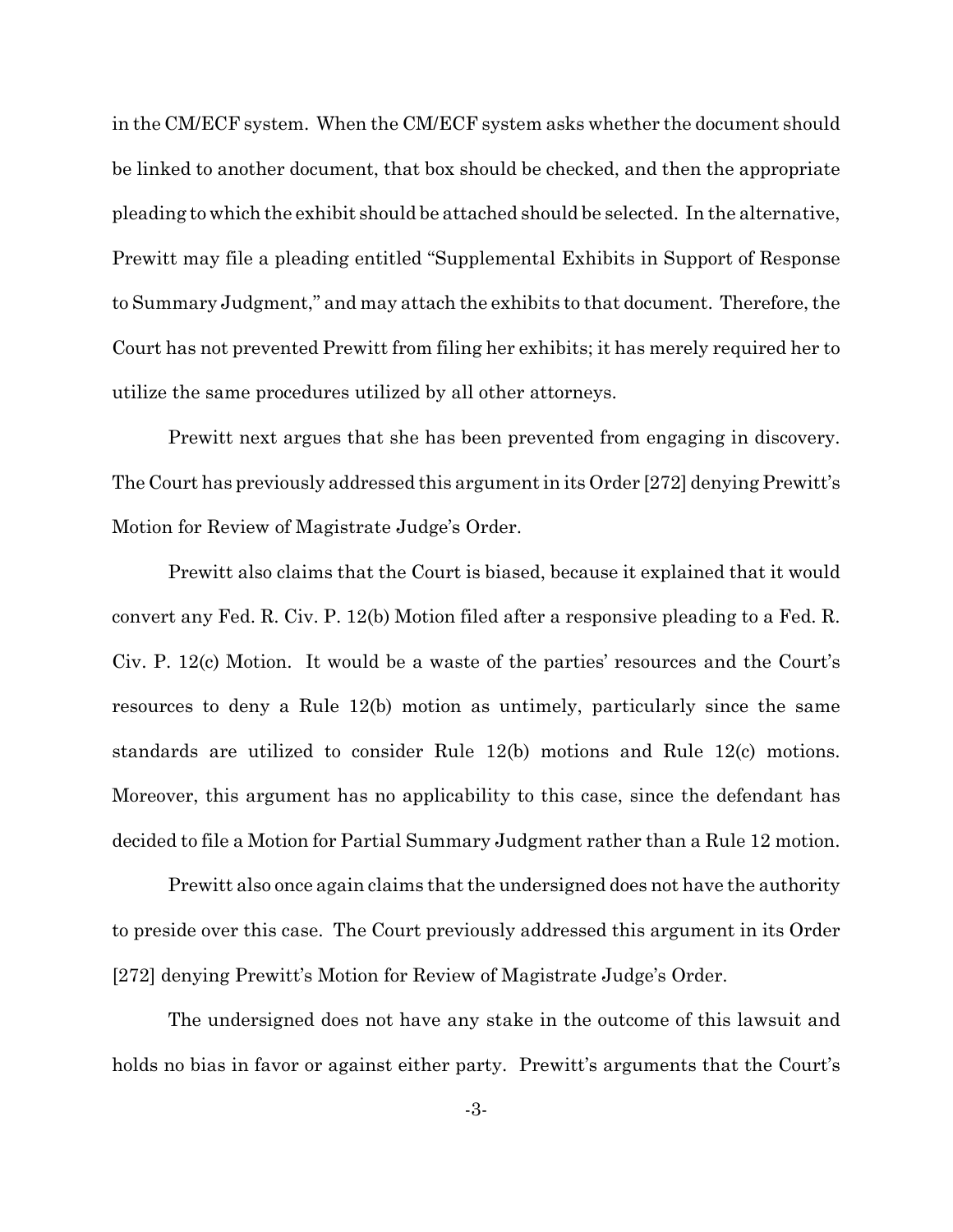in the CM/ECF system. When the CM/ECF system asks whether the document should be linked to another document, that box should be checked, and then the appropriate pleading to which the exhibit should be attached should be selected. In the alternative, Prewitt may file a pleading entitled "Supplemental Exhibits in Support of Response to Summary Judgment," and may attach the exhibits to that document. Therefore, the Court has not prevented Prewitt from filing her exhibits; it has merely required her to utilize the same procedures utilized by all other attorneys.

Prewitt next argues that she has been prevented from engaging in discovery. The Court has previously addressed this argument in its Order [272] denying Prewitt's Motion for Review of Magistrate Judge's Order.

Prewitt also claims that the Court is biased, because it explained that it would convert any Fed. R. Civ. P. 12(b) Motion filed after a responsive pleading to a Fed. R. Civ. P. 12(c) Motion. It would be a waste of the parties' resources and the Court's resources to deny a Rule 12(b) motion as untimely, particularly since the same standards are utilized to consider Rule 12(b) motions and Rule 12(c) motions. Moreover, this argument has no applicability to this case, since the defendant has decided to file a Motion for Partial Summary Judgment rather than a Rule 12 motion.

Prewitt also once again claims that the undersigned does not have the authority to preside over this case. The Court previously addressed this argument in its Order [272] denying Prewitt's Motion for Review of Magistrate Judge's Order.

The undersigned does not have any stake in the outcome of this lawsuit and holds no bias in favor or against either party. Prewitt's arguments that the Court's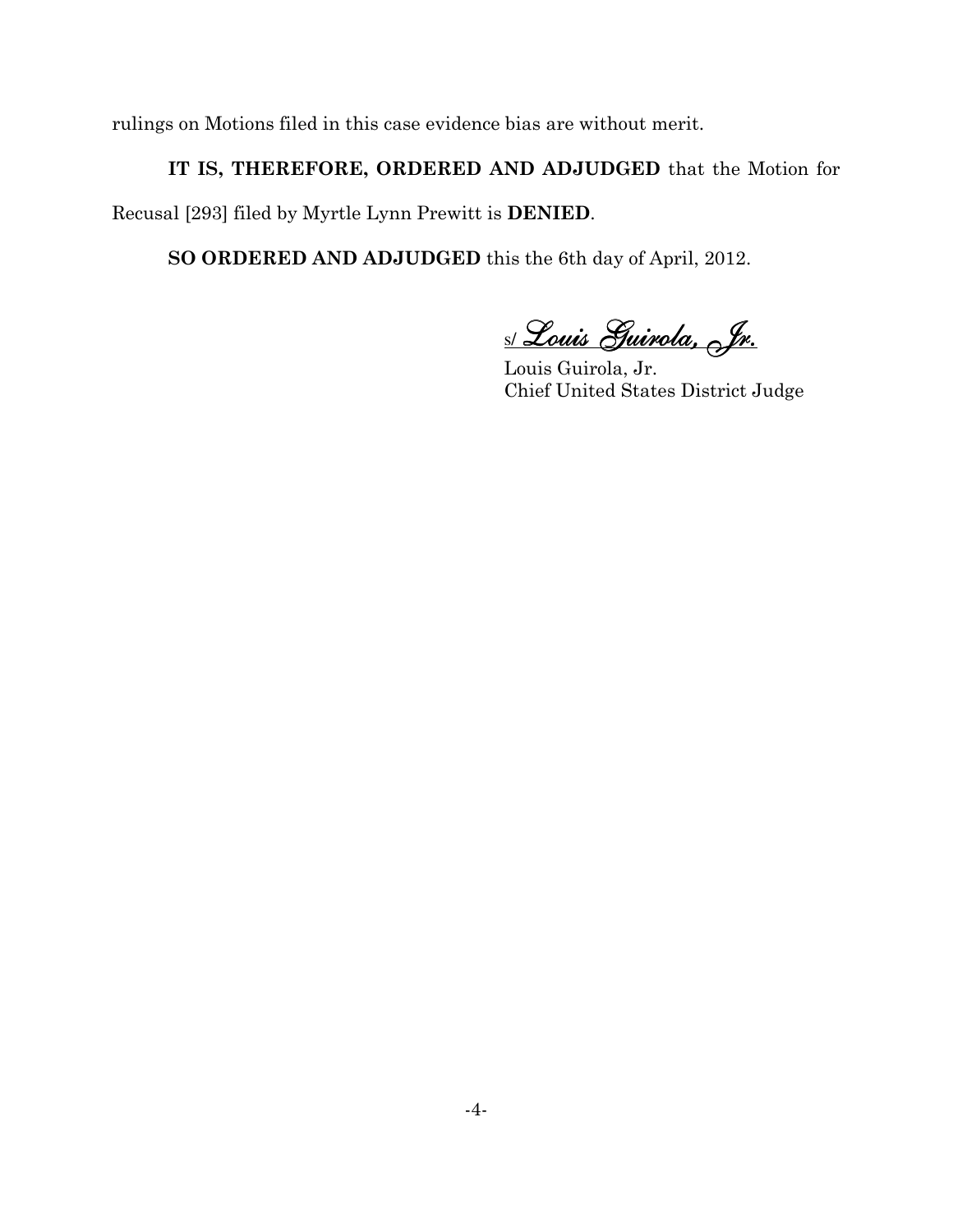rulings on Motions filed in this case evidence bias are without merit.

**IT IS, THEREFORE, ORDERED AND ADJUDGED** that the Motion for Recusal [293] filed by Myrtle Lynn Prewitt is **DENIED**.

**SO ORDERED AND ADJUDGED** this the 6th day of April, 2012.

s/ *Louis Guirola, Jr.*

Louis Guirola, Jr.
Chief United States District Judge